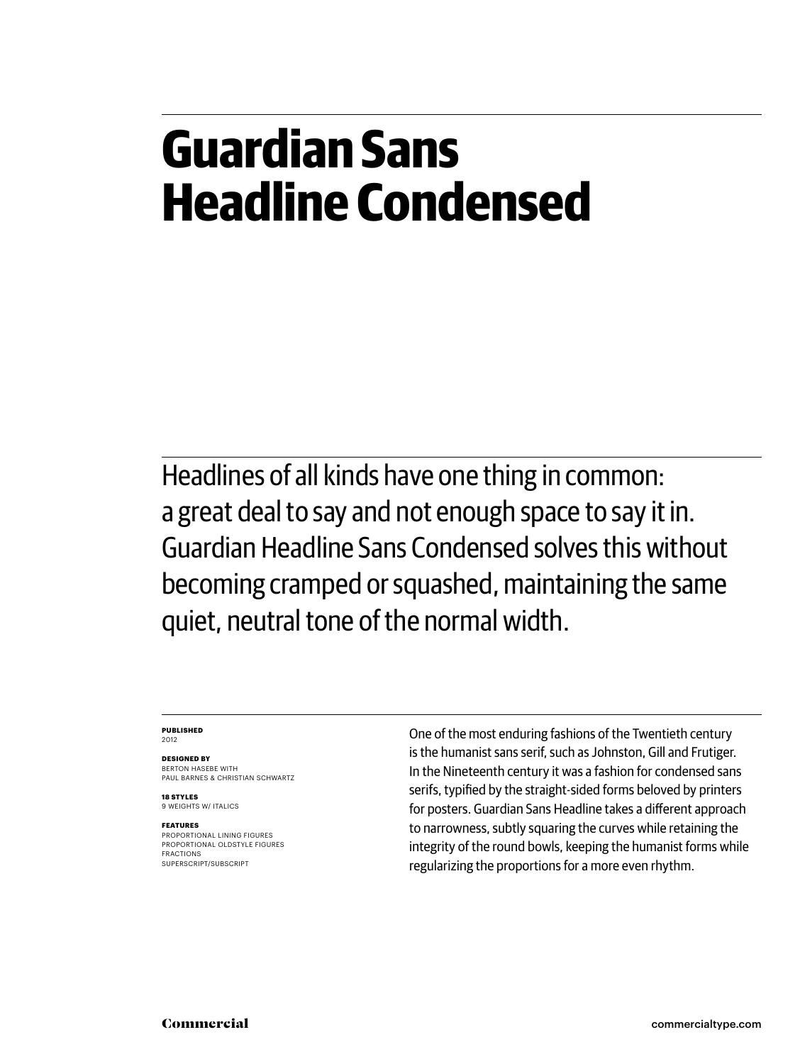# Guardian Sans Headline Condensed

Headlines of all kinds have one thing in common: a great deal to say and not enough space to say it in. Guardian Headline Sans Condensed solves this without becoming cramped or squashed, maintaining the same quiet, neutral tone of the normal width.

**PUBLISHED**
2012

**DESIGNED BY**
BERTON HASEBE WITH
PAUL BARNES & CHRISTIAN SCHWARTZ

**18 STYLES**
9 WEIGHTS W/ ITALICS

**FEATURES**
PROPORTIONAL LINING FIGURES
PROPORTIONAL OLDSTYLE FIGURES
FRACTIONS
SUPERSCRIPT/SUBSCRIPT

One of the most enduring fashions of the Twentieth century is the humanist sans serif, such as Johnston, Gill and Frutiger. In the Nineteenth century it was a fashion for condensed sans serifs, typified by the straight-sided forms beloved by printers for posters. Guardian Sans Headline takes a different approach to narrowness, subtly squaring the curves while retaining the integrity of the round bowls, keeping the humanist forms while regularizing the proportions for a more even rhythm.

Commercial

commercialtype.com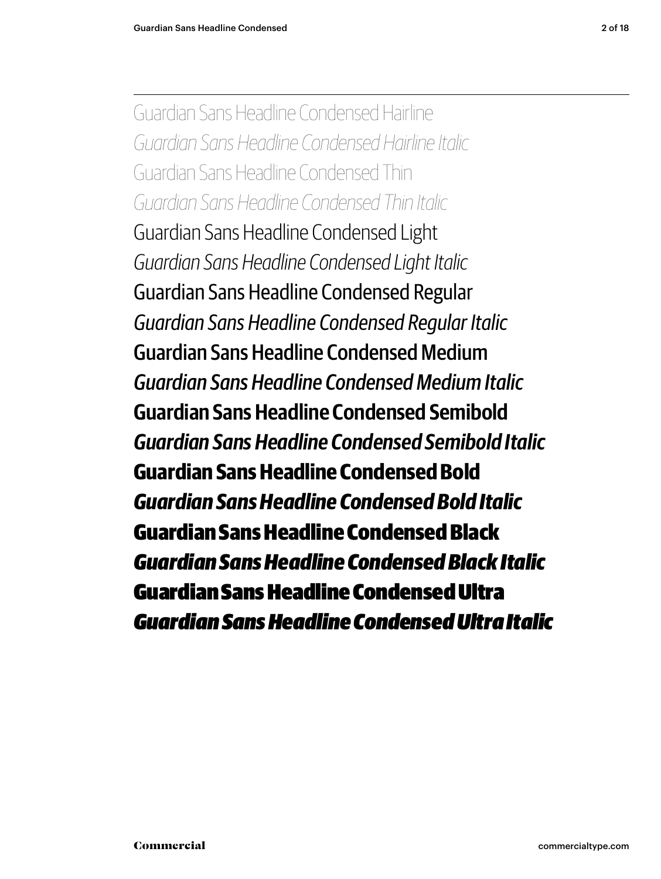Guardian Sans Headline Condensed Hairline

*Guardian Sans Headline Condensed Hairline Italic*

Guardian Sans Headline Condensed Thin

*Guardian Sans Headline Condensed Thin Italic*

Guardian Sans Headline Condensed Light

*Guardian Sans Headline Condensed Light Italic*

Guardian Sans Headline Condensed Regular

*Guardian Sans Headline Condensed Regular Italic*

Guardian Sans Headline Condensed Medium

*Guardian Sans Headline Condensed Medium Italic*

**Guardian Sans Headline Condensed Semibold**

***Guardian Sans Headline Condensed Semibold Italic***

**Guardian Sans Headline Condensed Bold**

***Guardian Sans Headline Condensed Bold Italic***

**Guardian Sans Headline Condensed Black**

***Guardian Sans Headline Condensed Black Italic***

**Guardian Sans Headline Condensed Ultra**

***Guardian Sans Headline Condensed Ultra Italic***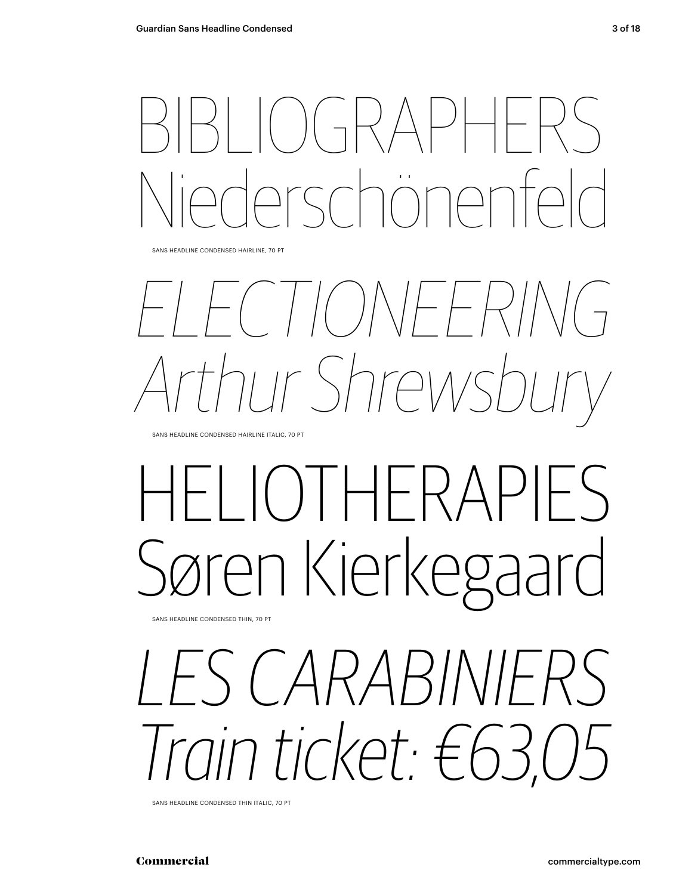BIBLIOGRAPHERS
Niederschönenfeld

SANS HEADLINE CONDENSED HAIRLINE, 70 PT

*ELECTIONEERING*
*Arthur Shrewsbury*

SANS HEADLINE CONDENSED HAIRLINE ITALIC, 70 PT

HELIOTHERAPIES
Søren Kierkegaard

SANS HEADLINE CONDENSED THIN, 70 PT

*LES CARABINIERS*
*Train ticket: €63,05*

SANS HEADLINE CONDENSED THIN ITALIC, 70 PT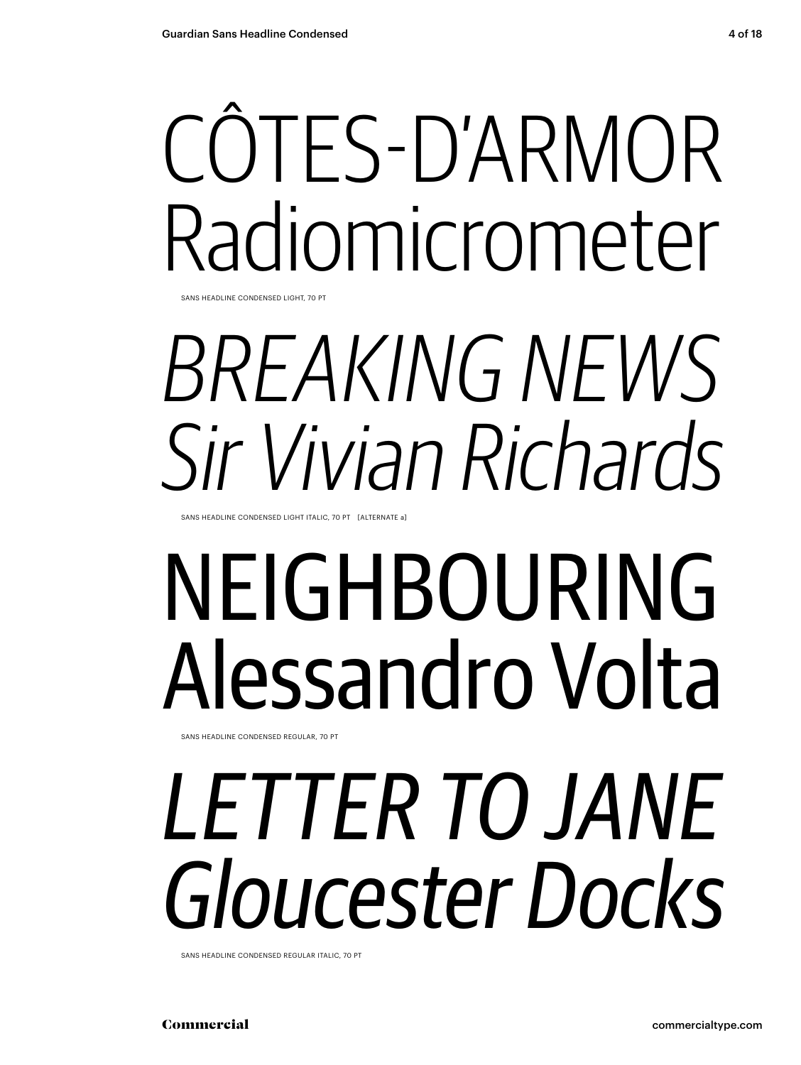CÔTES-D'ARMOR
Radiomicrometer

SANS HEADLINE CONDENSED LIGHT, 70 PT

*BREAKING NEWS*
*Sir Vivian Richards*

SANS HEADLINE CONDENSED LIGHT ITALIC, 70 PT [ALTERNATE a]

NEIGHBOURING
Alessandro Volta

SANS HEADLINE CONDENSED REGULAR, 70 PT

*LETTER TO JANE*
*Gloucester Docks*

SANS HEADLINE CONDENSED REGULAR ITALIC, 70 PT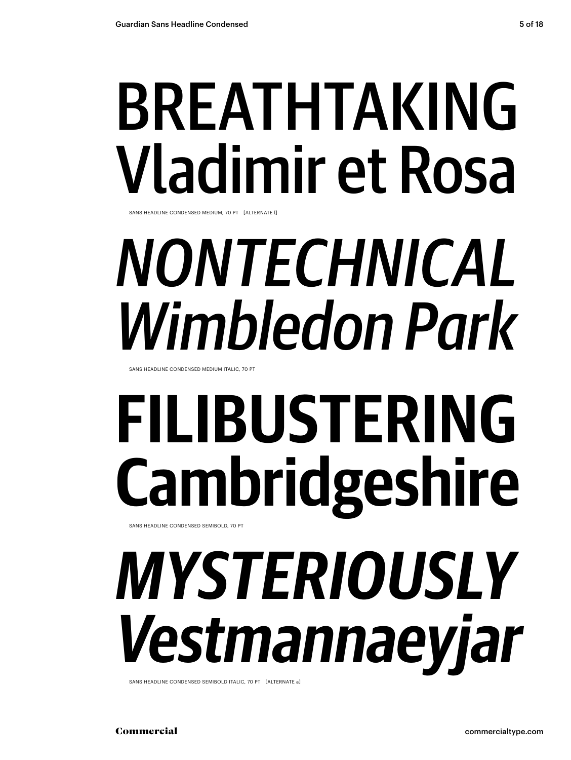BREATHTAKING
Vladimir et Rosa

SANS HEADLINE CONDENSED MEDIUM, 70 PT [ALTERNATE l]

*NONTECHNICAL*
*Wimbledon Park*

SANS HEADLINE CONDENSED MEDIUM ITALIC, 70 PT

**FILIBUSTERING**
**Cambridgeshire**

SANS HEADLINE CONDENSED SEMIBOLD, 70 PT

***MYSTERIOUSLY***
***Vestmannaeyjar***

SANS HEADLINE CONDENSED SEMIBOLD ITALIC, 70 PT [ALTERNATE a]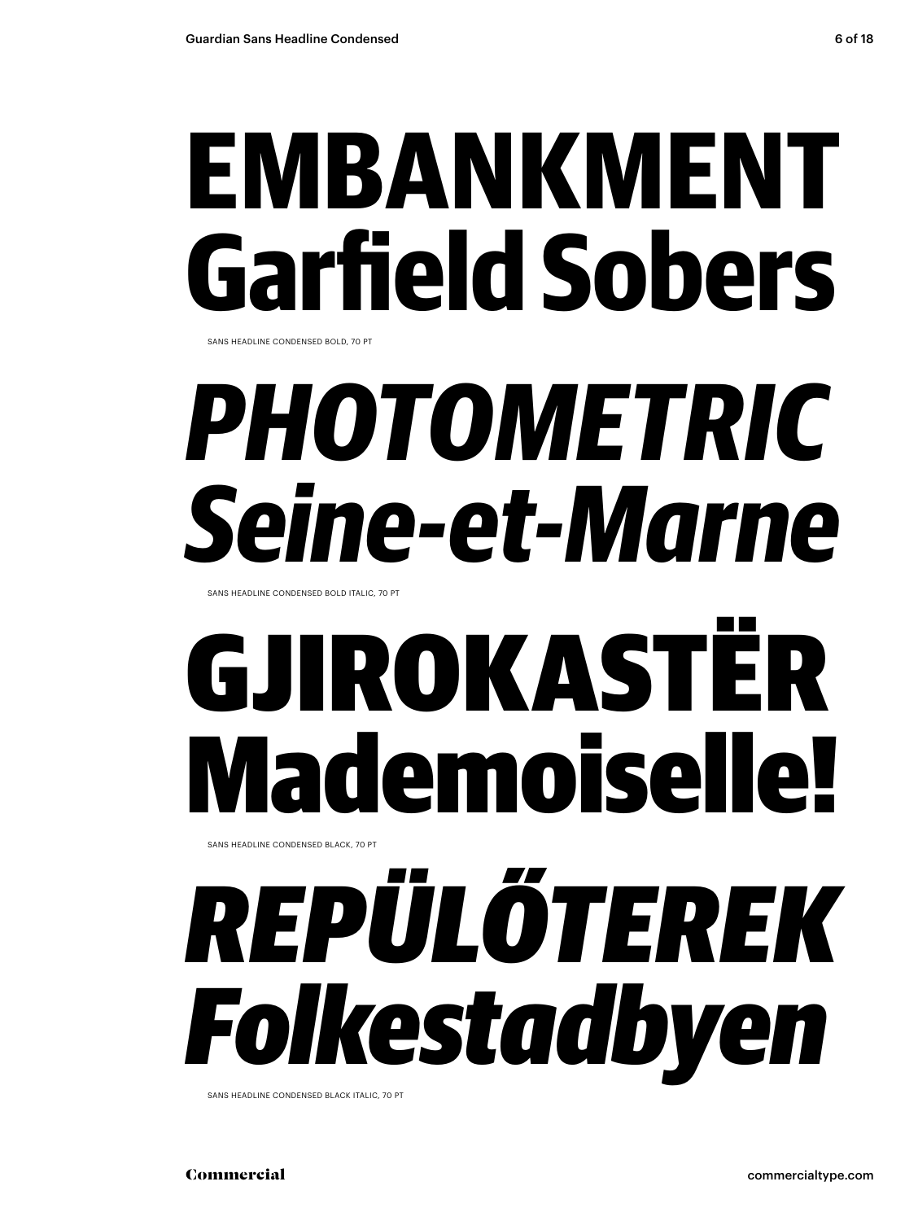**EMBANKMENT**
**Garfield Sobers**

SANS HEADLINE CONDENSED BOLD, 70 PT

***PHOTOMETRIC***
***Seine-et-Marne***

SANS HEADLINE CONDENSED BOLD ITALIC, 70 PT

**GJIROKASTËR**
**Mademoiselle!**

SANS HEADLINE CONDENSED BLACK, 70 PT

***REPÜLŐTEREK***
***Folkestadbyen***

SANS HEADLINE CONDENSED BLACK ITALIC, 70 PT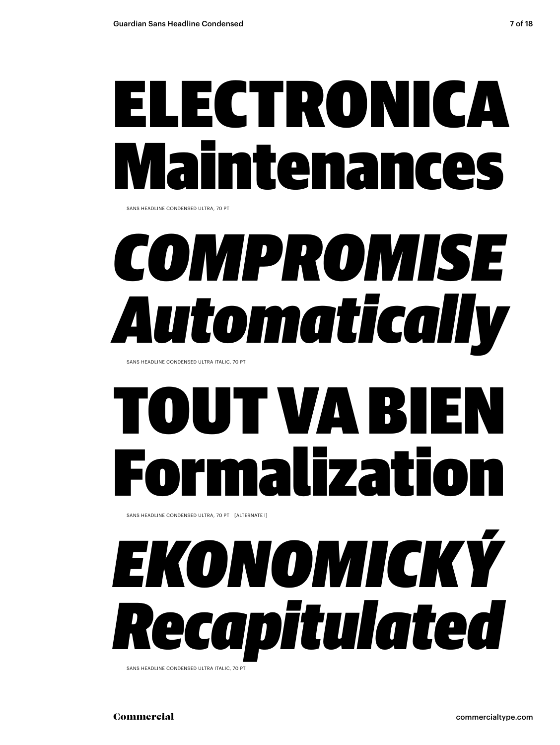ELECTRONICA
Maintenances

SANS HEADLINE CONDENSED ULTRA, 70 PT

*COMPROMISE*
*Automatically*

SANS HEADLINE CONDENSED ULTRA ITALIC, 70 PT

TOUT VA BIEN
Formalization

SANS HEADLINE CONDENSED ULTRA, 70 PT [ALTERNATE l]

*EKONOMICKÝ*
*Recapitulated*

SANS HEADLINE CONDENSED ULTRA ITALIC, 70 PT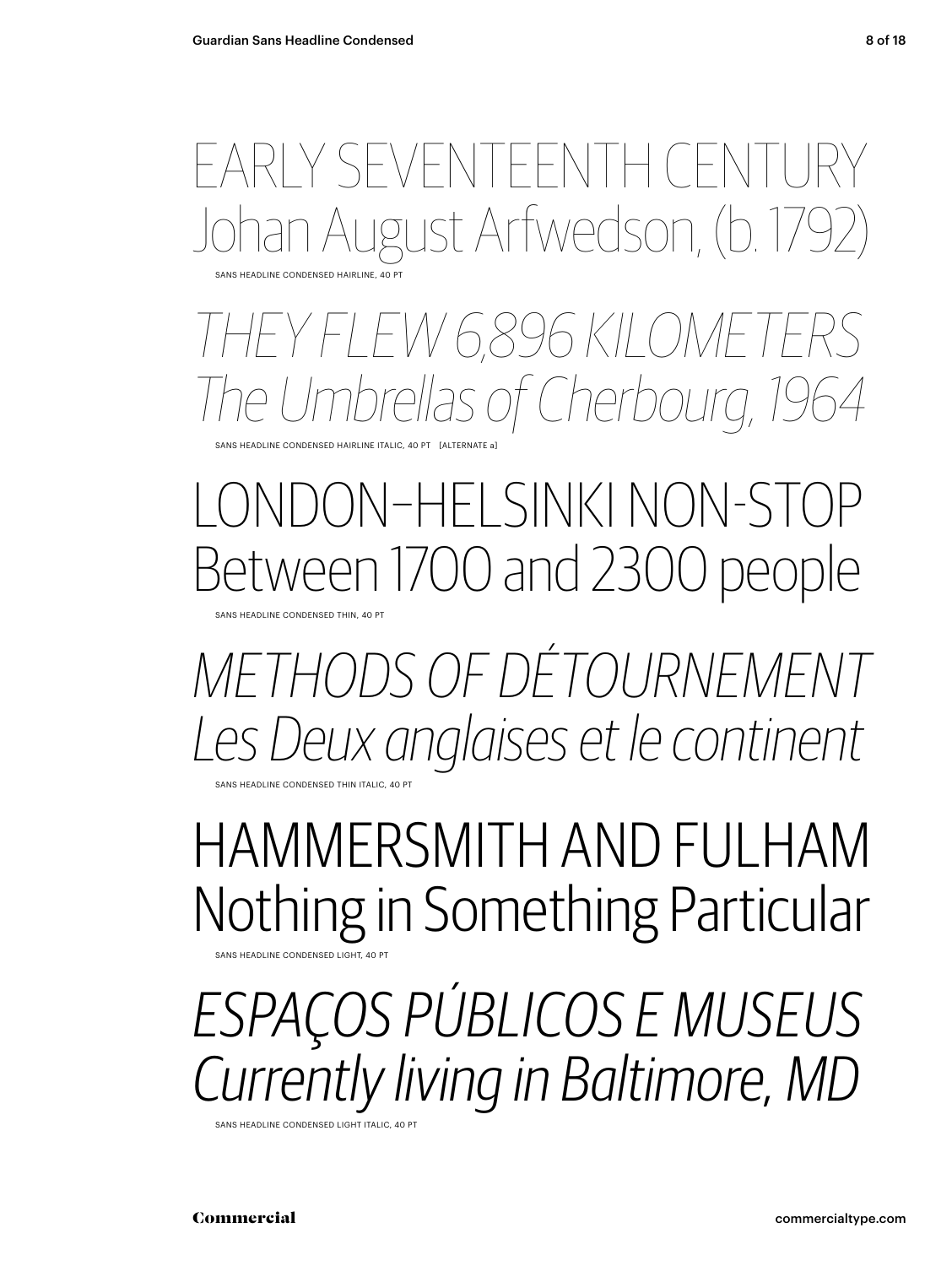EARLY SEVENTEENTH CENTURY
Johan August Arfwedson, (b. 1792)

SANS HEADLINE CONDENSED HAIRLINE, 40 PT

*THEY FLEW 6,896 KILOMETERS*
*The Umbrellas of Cherbourg, 1964*

SANS HEADLINE CONDENSED HAIRLINE ITALIC, 40 PT [ALTERNATE a]

LONDON–HELSINKI NON-STOP
Between 1700 and 2300 people

SANS HEADLINE CONDENSED THIN, 40 PT

*METHODS OF DÉTOURNEMENT*
*Les Deux anglaises et le continent*

SANS HEADLINE CONDENSED THIN ITALIC, 40 PT

HAMMERSMITH AND FULHAM
Nothing in Something Particular

SANS HEADLINE CONDENSED LIGHT, 40 PT

*ESPAÇOS PÚBLICOS E MUSEUS*
*Currently living in Baltimore, MD*

SANS HEADLINE CONDENSED LIGHT ITALIC, 40 PT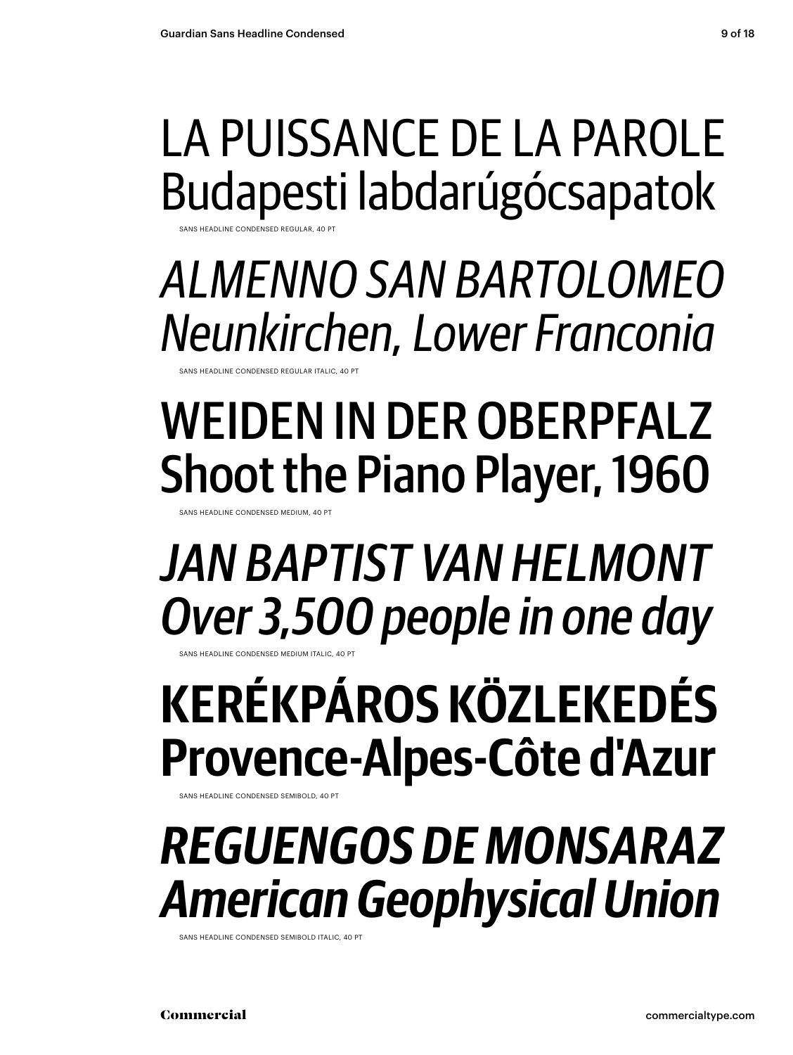LA PUISSANCE DE LA PAROLE
Budapesti labdarúgócsapatok

SANS HEADLINE CONDENSED REGULAR, 40 PT

*ALMENNO SAN BARTOLOMEO*
*Neunkirchen, Lower Franconia*

SANS HEADLINE CONDENSED REGULAR ITALIC, 40 PT

WEIDEN IN DER OBERPFALZ
Shoot the Piano Player, 1960

SANS HEADLINE CONDENSED MEDIUM, 40 PT

*JAN BAPTIST VAN HELMONT*
*Over 3,500 people in one day*

SANS HEADLINE CONDENSED MEDIUM ITALIC, 40 PT

**KERÉKPÁROS KÖZLEKEDÉS**
**Provence-Alpes-Côte d'Azur**

SANS HEADLINE CONDENSED SEMIBOLD, 40 PT

***REGUENGOS DE MONSARAZ***
***American Geophysical Union***

SANS HEADLINE CONDENSED SEMIBOLD ITALIC, 40 PT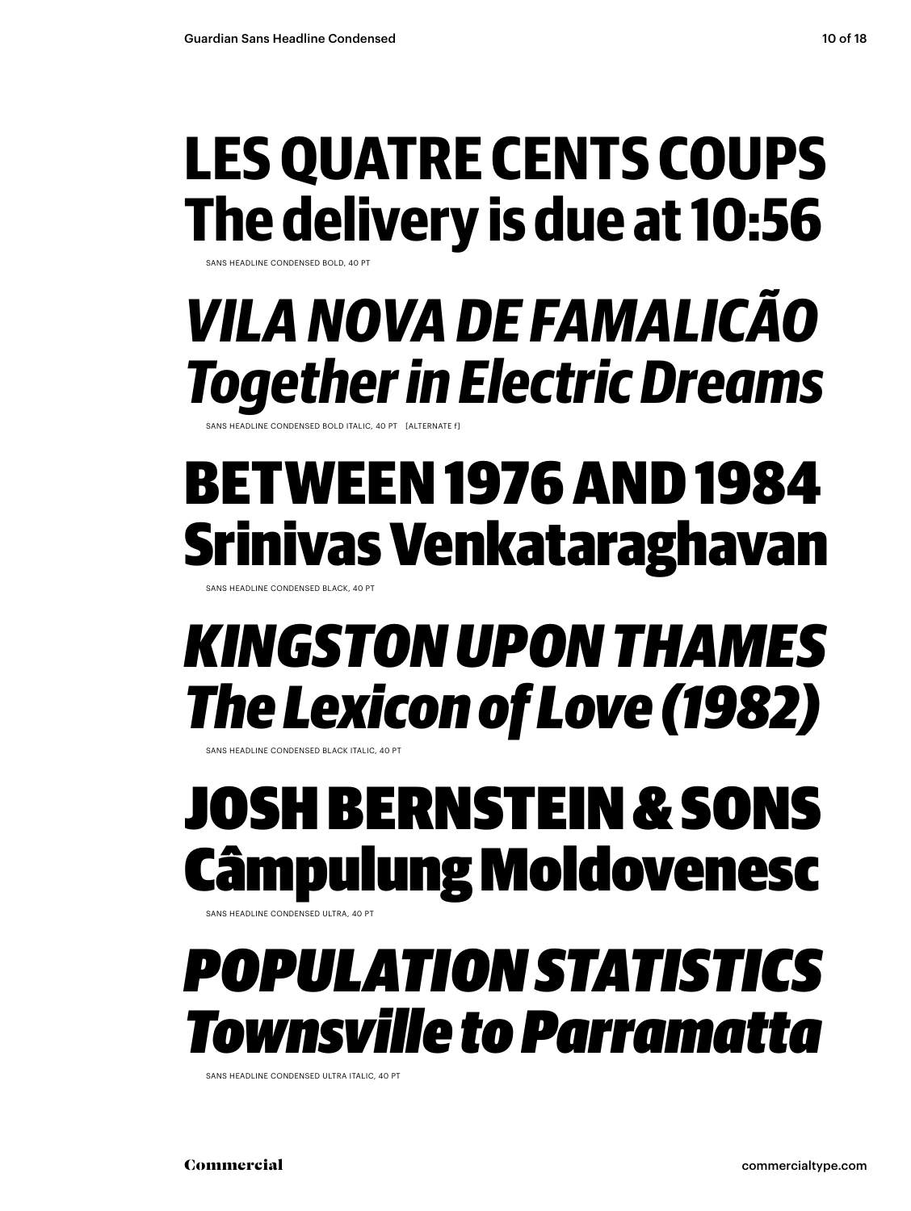**LES QUATRE CENTS COUPS**
**The delivery is due at 10:56**

SANS HEADLINE CONDENSED BOLD, 40 PT

***VILA NOVA DE FAMALICÃO***
***Together in Electric Dreams***

SANS HEADLINE CONDENSED BOLD ITALIC, 40 PT [ALTERNATE f]

**BETWEEN 1976 AND 1984**
**Srinivas Venkataraghavan**

SANS HEADLINE CONDENSED BLACK, 40 PT

***KINGSTON UPON THAMES***
***The Lexicon of Love (1982)***

SANS HEADLINE CONDENSED BLACK ITALIC, 40 PT

**JOSH BERNSTEIN & SONS**
**Câmpulung Moldovenesc**

SANS HEADLINE CONDENSED ULTRA, 40 PT

***POPULATION STATISTICS***
***Townsville to Parramatta***

SANS HEADLINE CONDENSED ULTRA ITALIC, 40 PT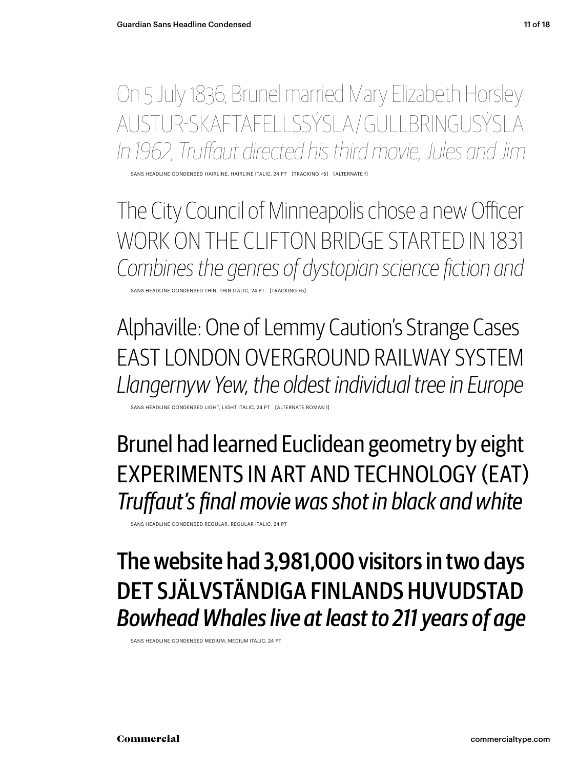On 5 July 1836, Brunel married Mary Elizabeth Horsley

AUSTUR-SKAFTAFELLSSÝSLA / GULLBRINGUSÝSLA

*In 1962, Truffaut directed his third movie, Jules and Jim*

SANS HEADLINE CONDENSED HAIRLINE, HAIRLINE ITALIC, 24 PT [TRACKING +5] [ALTERNATE f]

The City Council of Minneapolis chose a new Officer

WORK ON THE CLIFTON BRIDGE STARTED IN 1831

*Combines the genres of dystopian science fiction and*

SANS HEADLINE CONDENSED THIN, THIN ITALIC, 24 PT [TRACKING +5]

Alphaville: One of Lemmy Caution's Strange Cases

EAST LONDON OVERGROUND RAILWAY SYSTEM

*Llangernyw Yew, the oldest individual tree in Europe*

SANS HEADLINE CONDENSED LIGHT, LIGHT ITALIC, 24 PT [ALTERNATE ROMAN l]

Brunel had learned Euclidean geometry by eight

EXPERIMENTS IN ART AND TECHNOLOGY (EAT)

*Truffaut's final movie was shot in black and white*

SANS HEADLINE CONDENSED REGULAR, REGULAR ITALIC, 24 PT

**The website had 3,981,000 visitors in two days**

**DET SJÄLVSTÄNDIGA FINLANDS HUVUDSTAD**

***Bowhead Whales live at least to 211 years of age***

SANS HEADLINE CONDENSED MEDIUM, MEDIUM ITALIC, 24 PT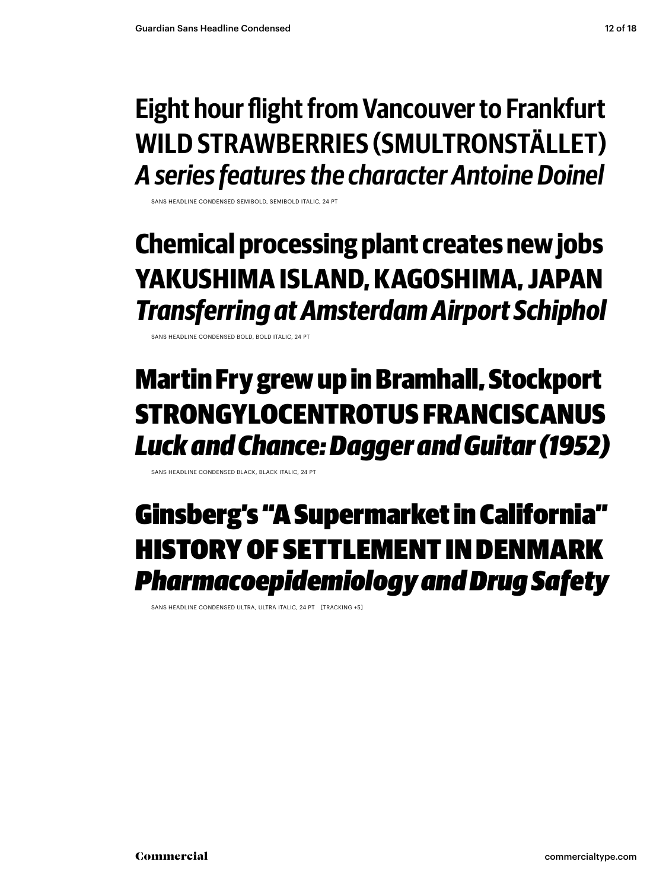Eight hour flight from Vancouver to Frankfurt
WILD STRAWBERRIES (SMULTRONSTÄLLET)
*A series features the character Antoine Doinel*

SANS HEADLINE CONDENSED SEMIBOLD, SEMIBOLD ITALIC, 24 PT

**Chemical processing plant creates new jobs**
**YAKUSHIMA ISLAND, KAGOSHIMA, JAPAN**
***Transferring at Amsterdam Airport Schiphol***

SANS HEADLINE CONDENSED BOLD, BOLD ITALIC, 24 PT

**Martin Fry grew up in Bramhall, Stockport**
**STRONGYLOCENTROTUS FRANCISCANUS**
***Luck and Chance: Dagger and Guitar (1952)***

SANS HEADLINE CONDENSED BLACK, BLACK ITALIC, 24 PT

**Ginsberg's "A Supermarket in California"**
**HISTORY OF SETTLEMENT IN DENMARK**
***Pharmacoepidemiology and Drug Safety***

SANS HEADLINE CONDENSED ULTRA, ULTRA ITALIC, 24 PT [TRACKING +5]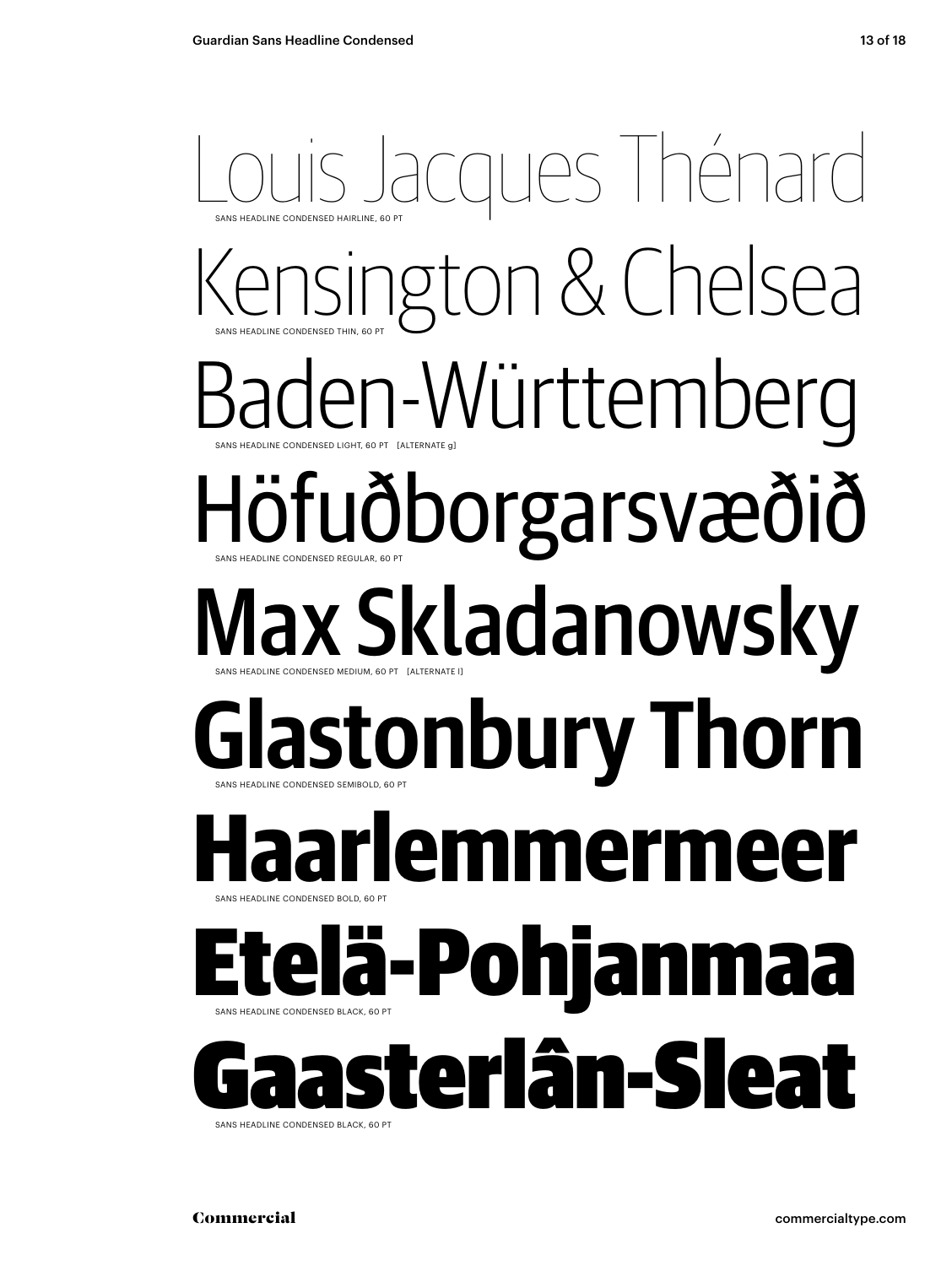Louis Jacques Thénard

SANS HEADLINE CONDENSED HAIRLINE, 60 PT

Kensington & Chelsea

SANS HEADLINE CONDENSED THIN, 60 PT

Baden-Württemberg

SANS HEADLINE CONDENSED LIGHT, 60 PT [ALTERNATE g]

Höfuðborgarsvæðið

SANS HEADLINE CONDENSED REGULAR, 60 PT

Max Skladanowsky

SANS HEADLINE CONDENSED MEDIUM, 60 PT [ALTERNATE l]

**Glastonbury Thorn**

SANS HEADLINE CONDENSED SEMIBOLD, 60 PT

**Haarlemmermeer**

SANS HEADLINE CONDENSED BOLD, 60 PT

**Etelä-Pohjanmaa**

SANS HEADLINE CONDENSED BLACK, 60 PT

**Gaasterlân-Sleat**

SANS HEADLINE CONDENSED BLACK, 60 PT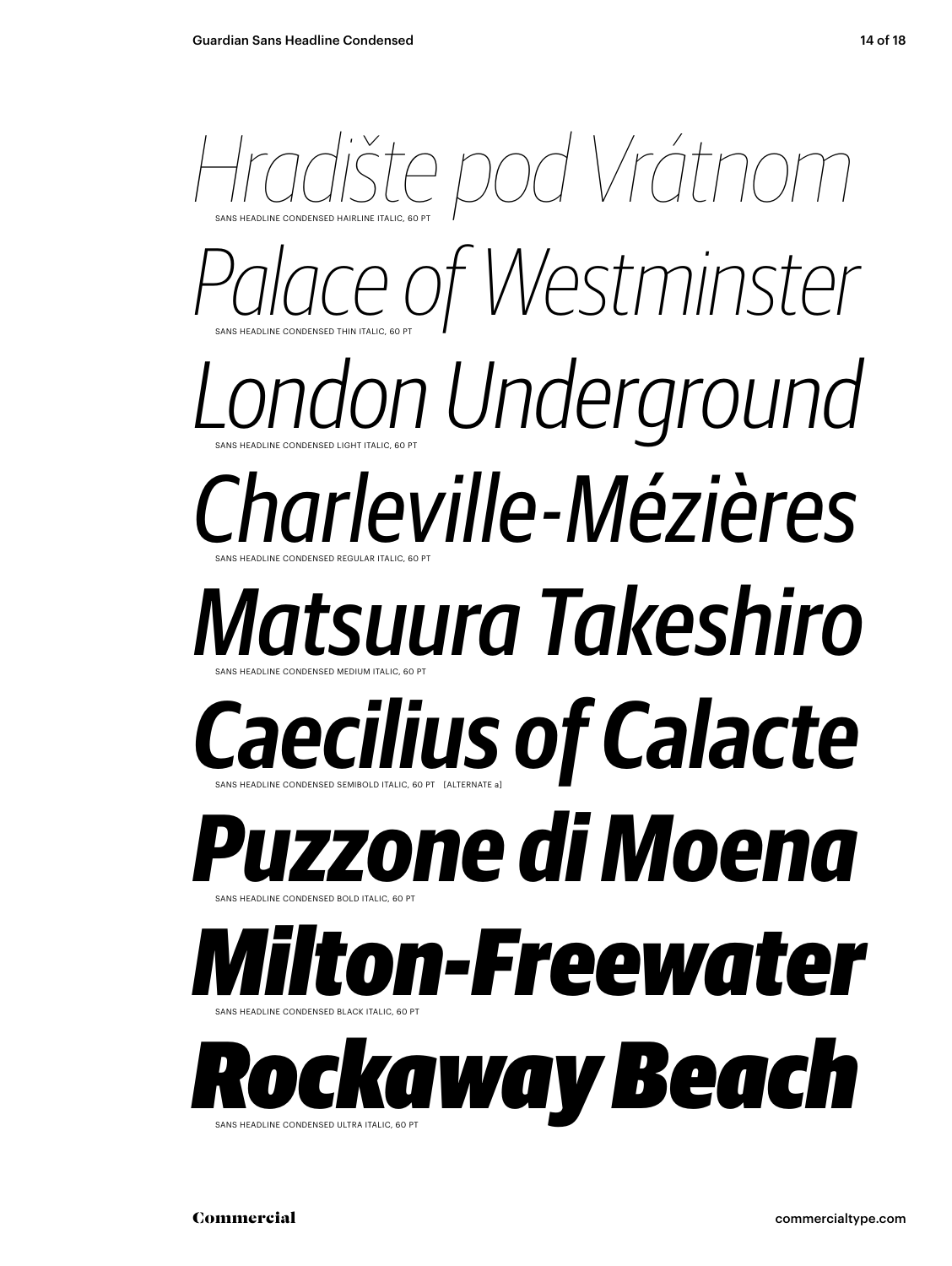*Hradište pod Vrátnom*

SANS HEADLINE CONDENSED HAIRLINE ITALIC, 60 PT

*Palace of Westminster*

SANS HEADLINE CONDENSED THIN ITALIC, 60 PT

*London Underground*

SANS HEADLINE CONDENSED LIGHT ITALIC, 60 PT

*Charleville-Mézières*

SANS HEADLINE CONDENSED REGULAR ITALIC, 60 PT

*Matsuura Takeshiro*

SANS HEADLINE CONDENSED MEDIUM ITALIC, 60 PT

***Caecilius of Calacte***

SANS HEADLINE CONDENSED SEMIBOLD ITALIC, 60 PT [ALTERNATE a]

***Puzzone di Moena***

SANS HEADLINE CONDENSED BOLD ITALIC, 60 PT

***Milton-Freewater***

SANS HEADLINE CONDENSED BLACK ITALIC, 60 PT

***Rockaway Beach***

SANS HEADLINE CONDENSED ULTRA ITALIC, 60 PT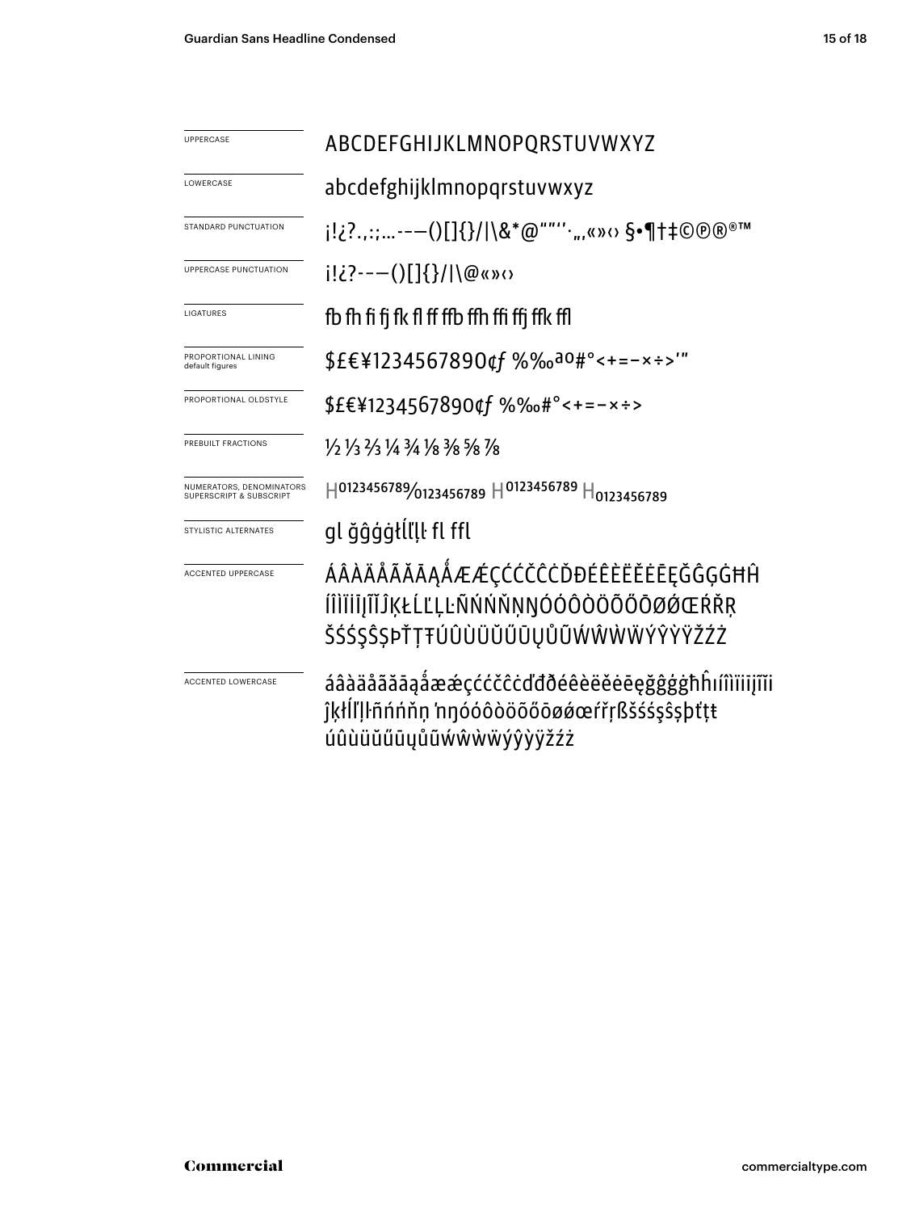| | |
|---|---|
| UPPERCASE | ABCDEFGHIJKLMNOPQRSTUVWXYZ |
| LOWERCASE | abcdefghijklmnopqrstuvwxyz |
| STANDARD PUNCTUATION | ¡!¿?.,:;…‐–—()[]{}/\|\&*@"”‘’·„‚«»‹› §•¶†‡©℗®®™ |
| UPPERCASE PUNCTUATION | ¡!¿?‐–—()[]{}/\|\@«»‹› |
| LIGATURES | fb fh fi fj fk fl ff ffb ffh ffi ffj ffk ffl |
| PROPORTIONAL LINING default figures | $£€¥1234567890¢ƒ %‰ªº#°<+=−×÷>'" |
| PROPORTIONAL OLDSTYLE | $£€¥1234567890¢ƒ %‰#°<+=−×÷> |
| PREBUILT FRACTIONS | ½ ⅓ ⅔ ¼ ¾ ⅛ ⅜ ⅝ ⅞ |
| NUMERATORS, DENOMINATORS SUPERSCRIPT & SUBSCRIPT | $H^{0123456789}/_{0123456789}$ $H^{0123456789}$ $H_{0123456789}$ |
| STYLISTIC ALTERNATES | gl ğĝģġłĺľļŀ fl ffl |
| ACCENTED UPPERCASE | ÁÂÀÄÅÃĂĀĄǺÆǼÇĆĆČĈĊĎĐÉÊÈËĚĖĒĘĞĜĢĠĦĤ ÍÎÌÏĪĮĨĬĴĶŁĹĽĻĿÑŃŃŇŅŊÓÓÔÒÖÕŐŌØǾŒŔŘŖ ŠŚŚŞŜȘÞŤŢŦÚÛÙÜŬŰŪŲŮŨẂŴẀẄÝŶỲŸŽŹŻ |
| ACCENTED LOWERCASE | áâàäåãăāąǻæǽçććčĉċďđðéêèëěėēęğĝģġħĥıíîìïīįĩĭ ĵķłĺľļŀñńńňņŉŋóóôòöõőōøǿœŕřŗßšśśşŝșþťţŧ úûùüŭűūųůũẃŵẁẅýŷỳÿžźż |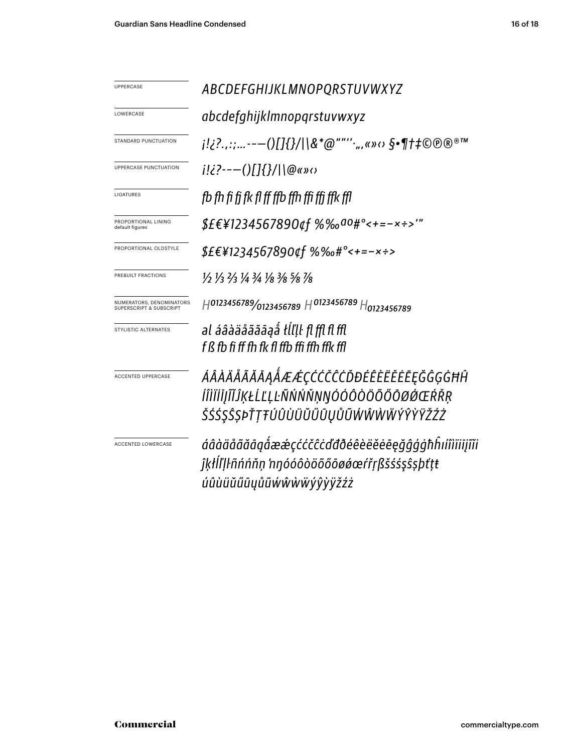UPPERCASE

ABCDEFGHIJKLMNOPQRSTUVWXYZ

LOWERCASE

abcdefghijklmnopqrstuvwxyz

STANDARD PUNCTUATION

¡!¿?.,:;...-–—()[]{}/|\&*@"”‘’·„‚«»‹› §•¶†‡©℗®®™

UPPERCASE PUNCTUATION

¡!¿?-–—()[]{}/|\@«»‹›

LIGATURES

fb fh fi fj fk fl ff ffb ffh ffi ffj ffk ffl

PROPORTIONAL LINING
default figures

$£€¥1234567890¢ƒ %‰ªº#°<+=−×÷>'"

PROPORTIONAL OLDSTYLE

$£€¥1234567890¢ƒ %‰#°<+=−×÷>

PREBUILT FRACTIONS

½ ⅓ ⅔ ¼ ¾ ⅛ ⅜ ⅝ ⅞

NUMERATORS, DENOMINATORS
SUPERSCRIPT & SUBSCRIPT

H0123456789/0123456789 H0123456789 H0123456789

STYLISTIC ALTERNATES

al áâàäåãăāąǻ łĺľļŀ fl ffl fl ffl
f ß fb fi ff fh fk fl ffb ffi ffh ffk ffl

ACCENTED UPPERCASE

ÁÂÀÄÅÃĂĀĄǺÆǼÇĆČĈĊĎĐÉÊÈËĚĖĒĘĞĜĢĠĦĤ
ÍÎÌÏĪĮĨĴĶŁĹĽĻĿÑŃŇŅŊÓÔÒÖÕŐŌØǾŒŔŘŖ
ŠŚŞŜȘÞŤŢŦÚÛÙÜŬŰŪŲŮŨẂŴẀẄÝŶỲŸŽŹŻ

ACCENTED LOWERCASE

áâàäåãăāąǻæǽçćčĉċďđðéêèëěėēęğĝģġħĥıíîìïīįĩ
ĵķłĺľļŀñńňņŉŋóôòöõőōøǿœŕřŗßšśşŝșþťţŧ
úûùüŭűūųůũẃŵẁẅýŷỳÿžźż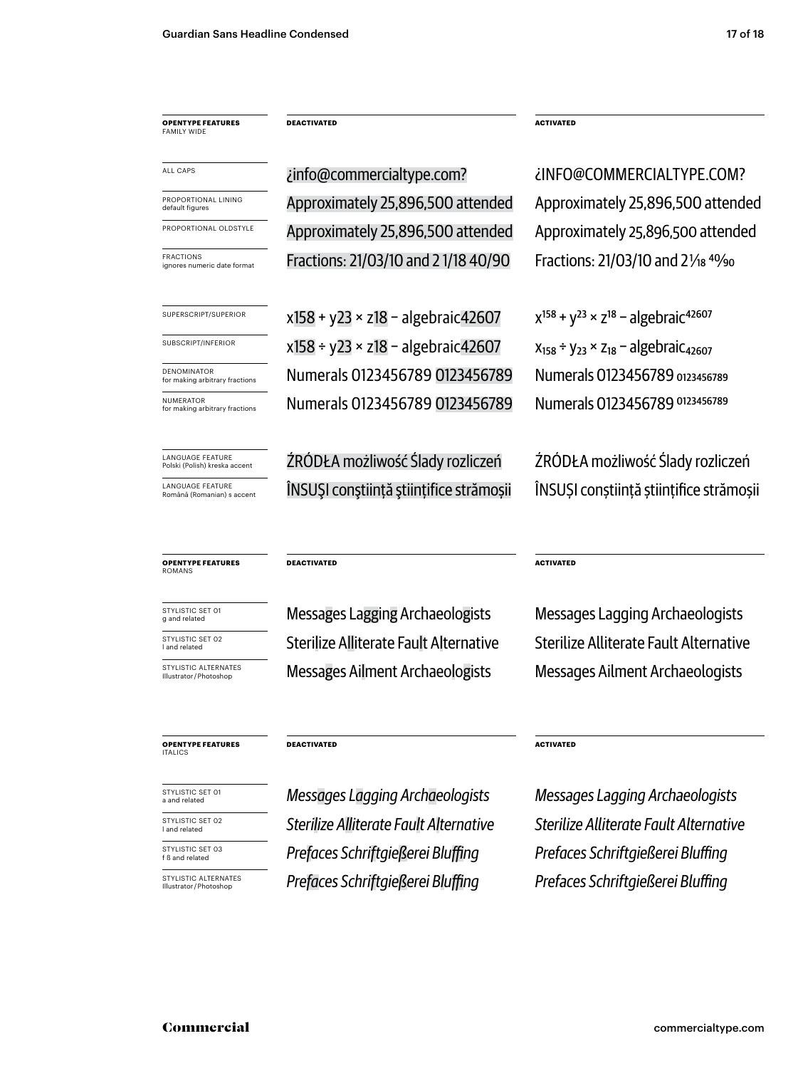| OPENTYPE FEATURES FAMILY WIDE | DEACTIVATED | ACTIVATED |
|---|---|---|
| ALL CAPS | ¿info@commercialtype.com? | ¿INFO@COMMERCIALTYPE.COM? |
| PROPORTIONAL LINING default figures | Approximately 25,896,500 attended | Approximately 25,896,500 attended |
| PROPORTIONAL OLDSTYLE | Approximately 25,896,500 attended | Approximately 25,896,500 attended |
| FRACTIONS ignores numeric date format | Fractions: 21/03/10 and 2 1/18 40/90 | Fractions: 21/03/10 and 2 1⁄18 40⁄90 |
| SUPERSCRIPT/SUPERIOR | x158 + y23 × z18 – algebraic42607 | $x^{158}$ + $y^{23}$ × $z^{18}$ – algebraic$^{42607}$ |
| SUBSCRIPT/INFERIOR | x158 ÷ y23 × z18 – algebraic42607 | $x_{158}$ ÷ $y_{23}$ × $z_{18}$ – algebraic$_{42607}$ |
| DENOMINATOR for making arbitrary fractions | Numerals 0123456789 0123456789 | Numerals 0123456789 $_{0123456789}$ |
| NUMERATOR for making arbitrary fractions | Numerals 0123456789 0123456789 | Numerals 0123456789 $^{0123456789}$ |
| LANGUAGE FEATURE Polski (Polish) kreska accent | ŹRÓDŁA możliwość Ślady rozliczeń | ŹRÓDŁA możliwość Ślady rozliczeń |
| LANGUAGE FEATURE Română (Romanian) s accent | ÎNSUŞI conştiinţă ştiinţifice strămoşii | ÎNSUȘI conștiință științifice strămoșii |

| OPENTYPE FEATURES ROMANS | DEACTIVATED | ACTIVATED |
|---|---|---|
| STYLISTIC SET 01 g and related | Messages Lagging Archaeologists | Messages Lagging Archaeologists |
| STYLISTIC SET 02 l and related | Sterilize Alliterate Fault Alternative | Sterilize Alliterate Fault Alternative |
| STYLISTIC ALTERNATES Illustrator/Photoshop | Messages Ailment Archaeologists | Messages Ailment Archaeologists |

| OPENTYPE FEATURES ITALICS | DEACTIVATED | ACTIVATED |
|---|---|---|
| STYLISTIC SET 01 a and related | *Messages Lagging Archaeologists* | *Messages Lagging Archaeologists* |
| STYLISTIC SET 02 l and related | *Sterilize Alliterate Fault Alternative* | *Sterilize Alliterate Fault Alternative* |
| STYLISTIC SET 03 f ß and related | *Prefaces Schriftgießerei Bluffing* | *Prefaces Schriftgießerei Bluffing* |
| STYLISTIC ALTERNATES Illustrator/Photoshop | *Prefaces Schriftgießerei Bluffing* | *Prefaces Schriftgießerei Bluffing* |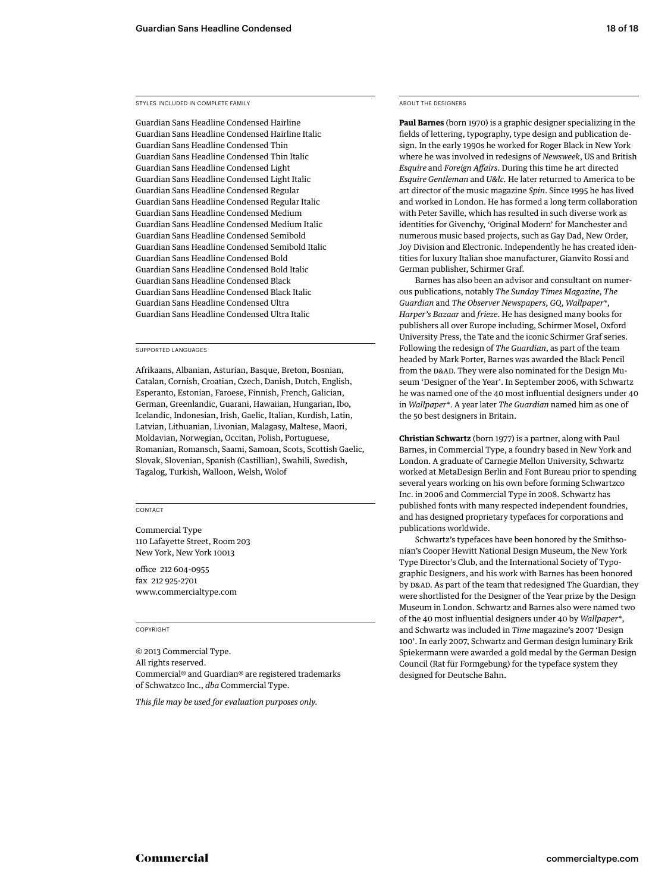## STYLES INCLUDED IN COMPLETE FAMILY

Guardian Sans Headline Condensed Hairline
Guardian Sans Headline Condensed Hairline Italic
Guardian Sans Headline Condensed Thin
Guardian Sans Headline Condensed Thin Italic
Guardian Sans Headline Condensed Light
Guardian Sans Headline Condensed Light Italic
Guardian Sans Headline Condensed Regular
Guardian Sans Headline Condensed Regular Italic
Guardian Sans Headline Condensed Medium
Guardian Sans Headline Condensed Medium Italic
Guardian Sans Headline Condensed Semibold
Guardian Sans Headline Condensed Semibold Italic
Guardian Sans Headline Condensed Bold
Guardian Sans Headline Condensed Bold Italic
Guardian Sans Headline Condensed Black
Guardian Sans Headline Condensed Black Italic
Guardian Sans Headline Condensed Ultra
Guardian Sans Headline Condensed Ultra Italic

## SUPPORTED LANGUAGES

Afrikaans, Albanian, Asturian, Basque, Breton, Bosnian, Catalan, Cornish, Croatian, Czech, Danish, Dutch, English, Esperanto, Estonian, Faroese, Finnish, French, Galician, German, Greenlandic, Guarani, Hawaiian, Hungarian, Ibo, Icelandic, Indonesian, Irish, Gaelic, Italian, Kurdish, Latin, Latvian, Lithuanian, Livonian, Malagasy, Maltese, Maori, Moldavian, Norwegian, Occitan, Polish, Portuguese, Romanian, Romansch, Saami, Samoan, Scots, Scottish Gaelic, Slovak, Slovenian, Spanish (Castillian), Swahili, Swedish, Tagalog, Turkish, Walloon, Welsh, Wolof

## CONTACT

Commercial Type
110 Lafayette Street, Room 203
New York, New York 10013

office 212 604-0955
fax 212 925-2701
www.commercialtype.com

## COPYRIGHT

© 2013 Commercial Type.
All rights reserved.
Commercial® and Guardian® are registered trademarks of Schwatzco Inc., *dba* Commercial Type.

*This file may be used for evaluation purposes only.*

## ABOUT THE DESIGNERS

**Paul Barnes** (born 1970) is a graphic designer specializing in the fields of lettering, typography, type design and publication design. In the early 1990s he worked for Roger Black in New York where he was involved in redesigns of *Newsweek*, US and British *Esquire* and *Foreign Affairs*. During this time he art directed *Esquire Gentleman* and *U&lc*. He later returned to America to be art director of the music magazine *Spin*. Since 1995 he has lived and worked in London. He has formed a long term collaboration with Peter Saville, which has resulted in such diverse work as identities for Givenchy, 'Original Modern' for Manchester and numerous music based projects, such as Gay Dad, New Order, Joy Division and Electronic. Independently he has created identities for luxury Italian shoe manufacturer, Gianvito Rossi and German publisher, Schirmer Graf.

Barnes has also been an advisor and consultant on numerous publications, notably *The Sunday Times Magazine*, *The Guardian* and *The Observer Newspapers*, *GQ*, *Wallpaper**, *Harper's Bazaar* and *frieze*. He has designed many books for publishers all over Europe including, Schirmer Mosel, Oxford University Press, the Tate and the iconic Schirmer Graf series. Following the redesign of *The Guardian*, as part of the team headed by Mark Porter, Barnes was awarded the Black Pencil from the D&AD. They were also nominated for the Design Museum 'Designer of the Year'. In September 2006, with Schwartz he was named one of the 40 most influential designers under 40 in *Wallpaper**. A year later *The Guardian* named him as one of the 50 best designers in Britain.

**Christian Schwartz** (born 1977) is a partner, along with Paul Barnes, in Commercial Type, a foundry based in New York and London. A graduate of Carnegie Mellon University, Schwartz worked at MetaDesign Berlin and Font Bureau prior to spending several years working on his own before forming Schwartzco Inc. in 2006 and Commercial Type in 2008. Schwartz has published fonts with many respected independent foundries, and has designed proprietary typefaces for corporations and publications worldwide.

Schwartz's typefaces have been honored by the Smithsonian's Cooper Hewitt National Design Museum, the New York Type Director's Club, and the International Society of Typographic Designers, and his work with Barnes has been honored by D&AD. As part of the team that redesigned The Guardian, they were shortlisted for the Designer of the Year prize by the Design Museum in London. Schwartz and Barnes also were named two of the 40 most influential designers under 40 by *Wallpaper**, and Schwartz was included in *Time* magazine's 2007 'Design 100'. In early 2007, Schwartz and German design luminary Erik Spiekermann were awarded a gold medal by the German Design Council (Rat für Formgebung) for the typeface system they designed for Deutsche Bahn.